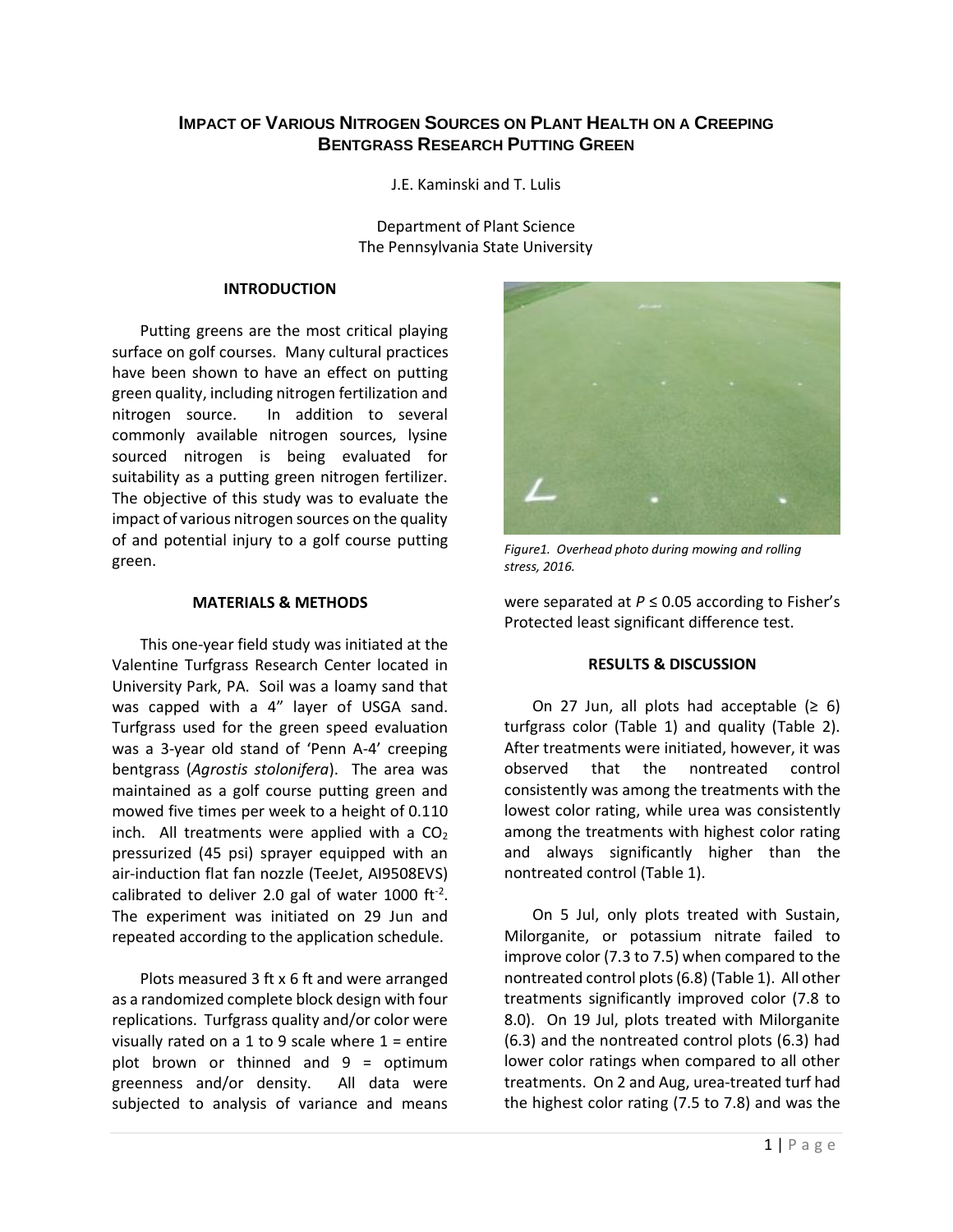# Impact of Various Nitrogen Sources on Plant Health on a Creeping Bentgrass Research Putting Green

J.E. Kaminski and T. Lulis

Department of Plant Science
The Pennsylvania State University

## INTRODUCTION

Putting greens are the most critical playing surface on golf courses. Many cultural practices have been shown to have an effect on putting green quality, including nitrogen fertilization and nitrogen source. In addition to several commonly available nitrogen sources, lysine sourced nitrogen is being evaluated for suitability as a putting green nitrogen fertilizer. The objective of this study was to evaluate the impact of various nitrogen sources on the quality of and potential injury to a golf course putting green.

## MATERIALS & METHODS

This one-year field study was initiated at the Valentine Turfgrass Research Center located in University Park, PA. Soil was a loamy sand that was capped with a 4" layer of USGA sand. Turfgrass used for the green speed evaluation was a 3-year old stand of 'Penn A-4' creeping bentgrass (*Agrostis stolonifera*). The area was maintained as a golf course putting green and mowed five times per week to a height of 0.110 inch. All treatments were applied with a $CO_2$ pressurized (45 psi) sprayer equipped with an air-induction flat fan nozzle (TeeJet, AI9508EVS) calibrated to deliver 2.0 gal of water 1000 ft$^{-2}$. The experiment was initiated on 29 Jun and repeated according to the application schedule.

Plots measured 3 ft x 6 ft and were arranged as a randomized complete block design with four replications. Turfgrass quality and/or color were visually rated on a 1 to 9 scale where 1 = entire plot brown or thinned and 9 = optimum greenness and/or density. All data were subjected to analysis of variance and means were separated at $P \leq 0.05$ according to Fisher's Protected least significant difference test.

*Figure1. Overhead photo during mowing and rolling stress, 2016.*

## RESULTS & DISCUSSION

On 27 Jun, all plots had acceptable (≥ 6) turfgrass color (Table 1) and quality (Table 2). After treatments were initiated, however, it was observed that the nontreated control consistently was among the treatments with the lowest color rating, while urea was consistently among the treatments with highest color rating and always significantly higher than the nontreated control (Table 1).

On 5 Jul, only plots treated with Sustain, Milorganite, or potassium nitrate failed to improve color (7.3 to 7.5) when compared to the nontreated control plots (6.8) (Table 1). All other treatments significantly improved color (7.8 to 8.0). On 19 Jul, plots treated with Milorganite (6.3) and the nontreated control plots (6.3) had lower color ratings when compared to all other treatments. On 2 and Aug, urea-treated turf had the highest color rating (7.5 to 7.8) and was the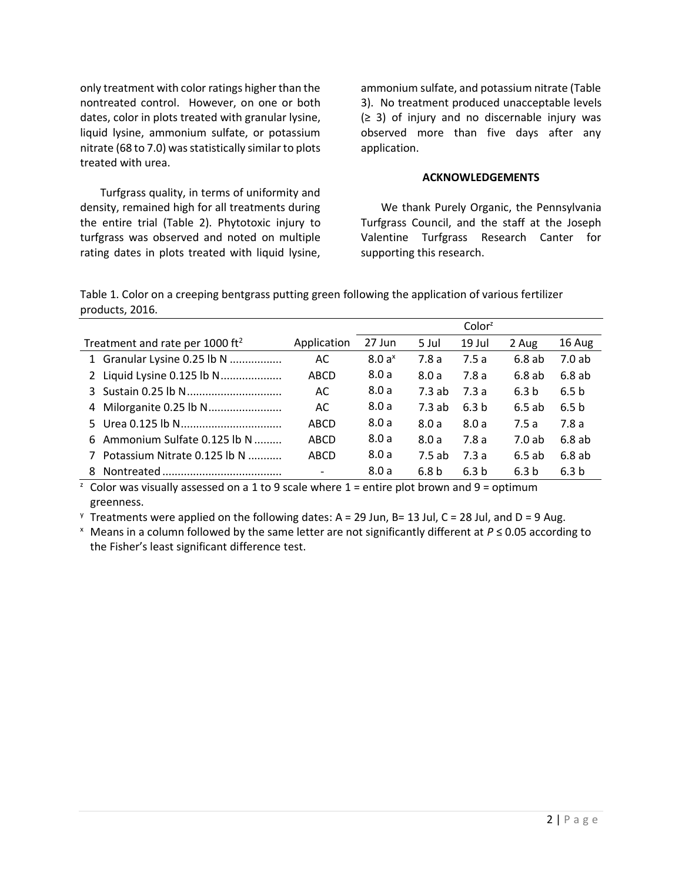only treatment with color ratings higher than the nontreated control. However, on one or both dates, color in plots treated with granular lysine, liquid lysine, ammonium sulfate, or potassium nitrate (68 to 7.0) was statistically similar to plots treated with urea.

Turfgrass quality, in terms of uniformity and density, remained high for all treatments during the entire trial (Table 2). Phytotoxic injury to turfgrass was observed and noted on multiple rating dates in plots treated with liquid lysine, ammonium sulfate, and potassium nitrate (Table 3). No treatment produced unacceptable levels (≥ 3) of injury and no discernable injury was observed more than five days after any application.

**ACKNOWLEDGEMENTS**

We thank Purely Organic, the Pennsylvania Turfgrass Council, and the staff at the Joseph Valentine Turfgrass Research Canter for supporting this research.

Table 1. Color on a creeping bentgrass putting green following the application of various fertilizer products, 2016.

| | | Color[z] | | | | |
|---|---|---|---|---|---|---|
| Treatment and rate per 1000 ft$^2$ | Application | 27 Jun | 5 Jul | 19 Jul | 2 Aug | 16 Aug |
| 1 Granular Lysine 0.25 lb N ................ | AC | 8.0 a[x] | 7.8 a | 7.5 a | 6.8 ab | 7.0 ab |
| 2 Liquid Lysine 0.125 lb N.................... | ABCD | 8.0 a | 8.0 a | 7.8 a | 6.8 ab | 6.8 ab |
| 3 Sustain 0.25 lb N............................... | AC | 8.0 a | 7.3 ab | 7.3 a | 6.3 b | 6.5 b |
| 4 Milorganite 0.25 lb N........................ | AC | 8.0 a | 7.3 ab | 6.3 b | 6.5 ab | 6.5 b |
| 5 Urea 0.125 lb N................................. | ABCD | 8.0 a | 8.0 a | 8.0 a | 7.5 a | 7.8 a |
| 6 Ammonium Sulfate 0.125 lb N ......... | ABCD | 8.0 a | 8.0 a | 7.8 a | 7.0 ab | 6.8 ab |
| 7 Potassium Nitrate 0.125 lb N ........... | ABCD | 8.0 a | 7.5 ab | 7.3 a | 6.5 ab | 6.8 ab |
| 8 Nontreated ....................................... | - | 8.0 a | 6.8 b | 6.3 b | 6.3 b | 6.3 b |

[z] Color was visually assessed on a 1 to 9 scale where 1 = entire plot brown and 9 = optimum greenness.

[y] Treatments were applied on the following dates: A = 29 Jun, B= 13 Jul, C = 28 Jul, and D = 9 Aug.

[x] Means in a column followed by the same letter are not significantly different at $P \leq 0.05$ according to the Fisher's least significant difference test.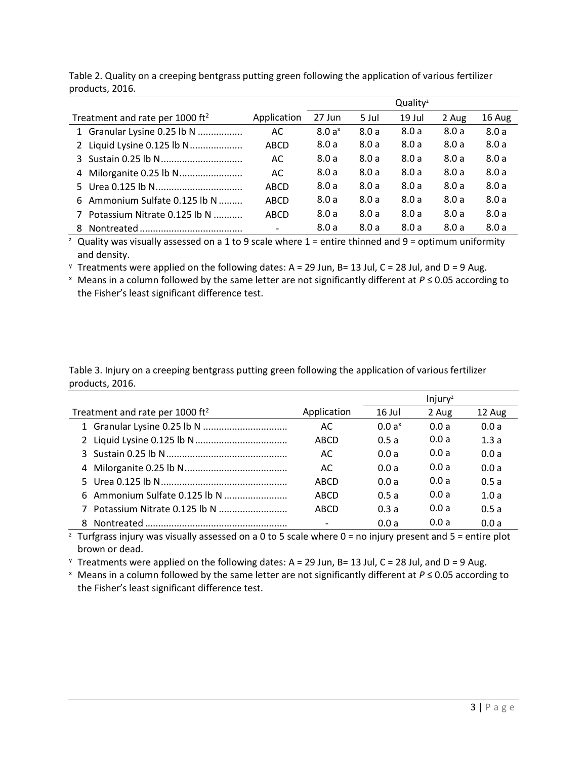Table 2. Quality on a creeping bentgrass putting green following the application of various fertilizer products, 2016.

| Treatment and rate per 1000 ft² | Application | Quality[z] 27 Jun | 5 Jul | 19 Jul | 2 Aug | 16 Aug |
|---|---|---|---|---|---|---|
| 1 Granular Lysine 0.25 lb N ................ | AC | 8.0 a[x] | 8.0 a | 8.0 a | 8.0 a | 8.0 a |
| 2 Liquid Lysine 0.125 lb N.................... | ABCD | 8.0 a | 8.0 a | 8.0 a | 8.0 a | 8.0 a |
| 3 Sustain 0.25 lb N.............................. | AC | 8.0 a | 8.0 a | 8.0 a | 8.0 a | 8.0 a |
| 4 Milorganite 0.25 lb N........................ | AC | 8.0 a | 8.0 a | 8.0 a | 8.0 a | 8.0 a |
| 5 Urea 0.125 lb N................................ | ABCD | 8.0 a | 8.0 a | 8.0 a | 8.0 a | 8.0 a |
| 6 Ammonium Sulfate 0.125 lb N ......... | ABCD | 8.0 a | 8.0 a | 8.0 a | 8.0 a | 8.0 a |
| 7 Potassium Nitrate 0.125 lb N ........... | ABCD | 8.0 a | 8.0 a | 8.0 a | 8.0 a | 8.0 a |
| 8 Nontreated ...................................... | - | 8.0 a | 8.0 a | 8.0 a | 8.0 a | 8.0 a |

[z] Quality was visually assessed on a 1 to 9 scale where 1 = entire thinned and 9 = optimum uniformity and density.

[y] Treatments were applied on the following dates: A = 29 Jun, B= 13 Jul, C = 28 Jul, and D = 9 Aug.

[x] Means in a column followed by the same letter are not significantly different at $P \leq 0.05$ according to the Fisher's least significant difference test.

Table 3. Injury on a creeping bentgrass putting green following the application of various fertilizer products, 2016.

| Treatment and rate per 1000 ft² | Application | Injury[z] 16 Jul | 2 Aug | 12 Aug |
|---|---|---|---|---|
| 1 Granular Lysine 0.25 lb N ............................... | AC | 0.0 a[x] | 0.0 a | 0.0 a |
| 2 Liquid Lysine 0.125 lb N.................................. | ABCD | 0.5 a | 0.0 a | 1.3 a |
| 3 Sustain 0.25 lb N............................................. | AC | 0.0 a | 0.0 a | 0.0 a |
| 4 Milorganite 0.25 lb N...................................... | AC | 0.0 a | 0.0 a | 0.0 a |
| 5 Urea 0.125 lb N............................................... | ABCD | 0.0 a | 0.0 a | 0.5 a |
| 6 Ammonium Sulfate 0.125 lb N ....................... | ABCD | 0.5 a | 0.0 a | 1.0 a |
| 7 Potassium Nitrate 0.125 lb N ......................... | ABCD | 0.3 a | 0.0 a | 0.5 a |
| 8 Nontreated ..................................................... | - | 0.0 a | 0.0 a | 0.0 a |

[z] Turfgrass injury was visually assessed on a 0 to 5 scale where 0 = no injury present and 5 = entire plot brown or dead.

[y] Treatments were applied on the following dates: A = 29 Jun, B= 13 Jul, C = 28 Jul, and D = 9 Aug.

[x] Means in a column followed by the same letter are not significantly different at $P \leq 0.05$ according to the Fisher's least significant difference test.